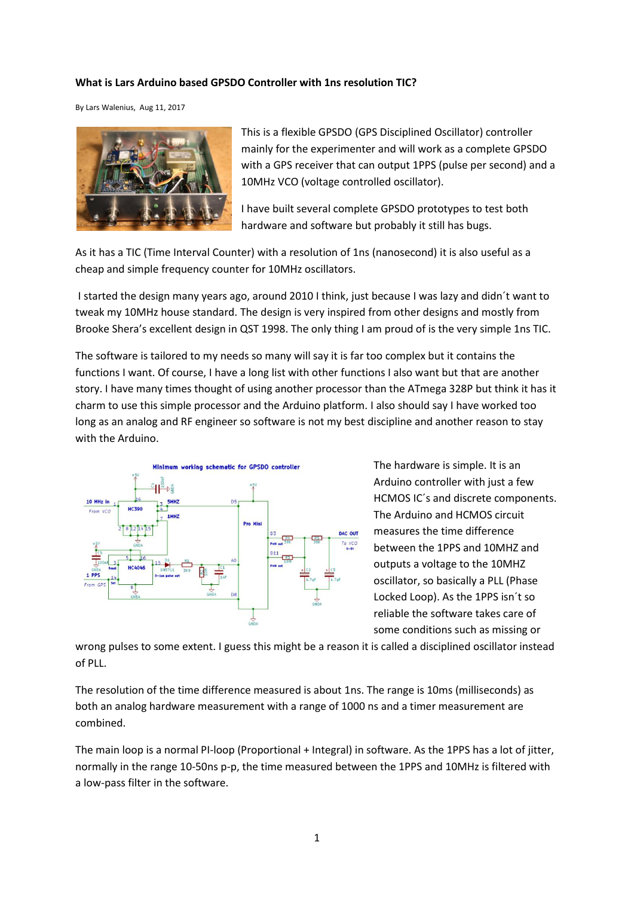**What is Lars Arduino based GPSDO Controller with 1ns resolution TIC?**

By Lars Walenius, Aug 11, 2017

This is a flexible GPSDO (GPS Disciplined Oscillator) controller mainly for the experimenter and will work as a complete GPSDO with a GPS receiver that can output 1PPS (pulse per second) and a 10MHz VCO (voltage controlled oscillator).

I have built several complete GPSDO prototypes to test both hardware and software but probably it still has bugs.

As it has a TIC (Time Interval Counter) with a resolution of 1ns (nanosecond) it is also useful as a cheap and simple frequency counter for 10MHz oscillators.

I started the design many years ago, around 2010 I think, just because I was lazy and didn´t want to tweak my 10MHz house standard. The design is very inspired from other designs and mostly from Brooke Shera's excellent design in QST 1998. The only thing I am proud of is the very simple 1ns TIC.

The software is tailored to my needs so many will say it is far too complex but it contains the functions I want. Of course, I have a long list with other functions I also want but that are another story. I have many times thought of using another processor than the ATmega 328P but think it has it charm to use this simple processor and the Arduino platform. I also should say I have worked too long as an analog and RF engineer so software is not my best discipline and another reason to stay with the Arduino.

The hardware is simple. It is an Arduino controller with just a few HCMOS IC´s and discrete components. The Arduino and HCMOS circuit measures the time difference between the 1PPS and 10MHZ and outputs a voltage to the 10MHZ oscillator, so basically a PLL (Phase Locked Loop). As the 1PPS isn´t so reliable the software takes care of some conditions such as missing or wrong pulses to some extent. I guess this might be a reason it is called a disciplined oscillator instead of PLL.

The resolution of the time difference measured is about 1ns. The range is 10ms (milliseconds) as both an analog hardware measurement with a range of 1000 ns and a timer measurement are combined.

The main loop is a normal PI-loop (Proportional + Integral) in software. As the 1PPS has a lot of jitter, normally in the range 10-50ns p-p, the time measured between the 1PPS and 10MHz is filtered with a low-pass filter in the software.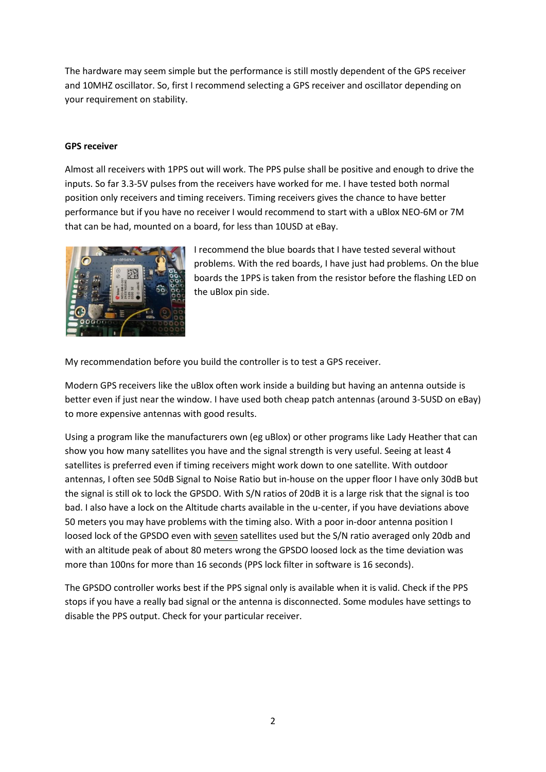The hardware may seem simple but the performance is still mostly dependent of the GPS receiver and 10MHZ oscillator. So, first I recommend selecting a GPS receiver and oscillator depending on your requirement on stability.

**GPS receiver**

Almost all receivers with 1PPS out will work. The PPS pulse shall be positive and enough to drive the inputs. So far 3.3-5V pulses from the receivers have worked for me. I have tested both normal position only receivers and timing receivers. Timing receivers gives the chance to have better performance but if you have no receiver I would recommend to start with a uBlox NEO-6M or 7M that can be had, mounted on a board, for less than 10USD at eBay.

I recommend the blue boards that I have tested several without problems. With the red boards, I have just had problems. On the blue boards the 1PPS is taken from the resistor before the flashing LED on the uBlox pin side.

My recommendation before you build the controller is to test a GPS receiver.

Modern GPS receivers like the uBlox often work inside a building but having an antenna outside is better even if just near the window. I have used both cheap patch antennas (around 3-5USD on eBay) to more expensive antennas with good results.

Using a program like the manufacturers own (eg uBlox) or other programs like Lady Heather that can show you how many satellites you have and the signal strength is very useful. Seeing at least 4 satellites is preferred even if timing receivers might work down to one satellite. With outdoor antennas, I often see 50dB Signal to Noise Ratio but in-house on the upper floor I have only 30dB but the signal is still ok to lock the GPSDO. With S/N ratios of 20dB it is a large risk that the signal is too bad. I also have a lock on the Altitude charts available in the u-center, if you have deviations above 50 meters you may have problems with the timing also. With a poor in-door antenna position I loosed lock of the GPSDO even with <u>seven</u> satellites used but the S/N ratio averaged only 20db and with an altitude peak of about 80 meters wrong the GPSDO loosed lock as the time deviation was more than 100ns for more than 16 seconds (PPS lock filter in software is 16 seconds).

The GPSDO controller works best if the PPS signal only is available when it is valid. Check if the PPS stops if you have a really bad signal or the antenna is disconnected. Some modules have settings to disable the PPS output. Check for your particular receiver.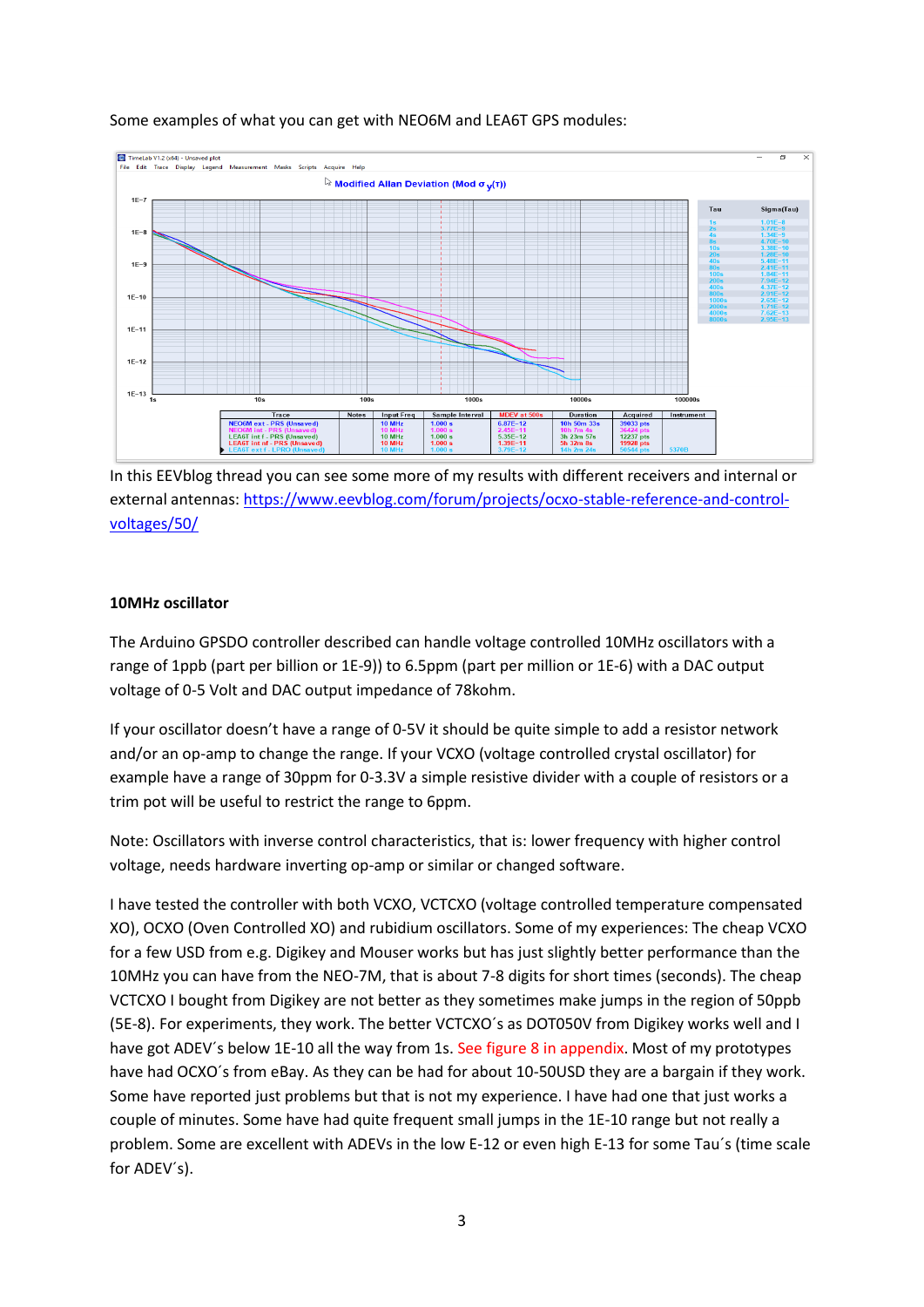Some examples of what you can get with NEO6M and LEA6T GPS modules:

In this EEVblog thread you can see some more of my results with different receivers and internal or external antennas: [https://www.eevblog.com/forum/projects/ocxo-stable-reference-and-control-voltages/50/](https://www.eevblog.com/forum/projects/ocxo-stable-reference-and-control-voltages/50/)

**10MHz oscillator**

The Arduino GPSDO controller described can handle voltage controlled 10MHz oscillators with a range of 1ppb (part per billion or 1E-9)) to 6.5ppm (part per million or 1E-6) with a DAC output voltage of 0-5 Volt and DAC output impedance of 78kohm.

If your oscillator doesn't have a range of 0-5V it should be quite simple to add a resistor network and/or an op-amp to change the range. If your VCXO (voltage controlled crystal oscillator) for example have a range of 30ppm for 0-3.3V a simple resistive divider with a couple of resistors or a trim pot will be useful to restrict the range to 6ppm.

Note: Oscillators with inverse control characteristics, that is: lower frequency with higher control voltage, needs hardware inverting op-amp or similar or changed software.

I have tested the controller with both VCXO, VCTCXO (voltage controlled temperature compensated XO), OCXO (Oven Controlled XO) and rubidium oscillators. Some of my experiences: The cheap VCXO for a few USD from e.g. Digikey and Mouser works but has just slightly better performance than the 10MHz you can have from the NEO-7M, that is about 7-8 digits for short times (seconds). The cheap VCTCXO I bought from Digikey are not better as they sometimes make jumps in the region of 50ppb (5E-8). For experiments, they work. The better VCTCXO´s as DOT050V from Digikey works well and I have got ADEV´s below 1E-10 all the way from 1s. See figure 8 in appendix. Most of my prototypes have had OCXO´s from eBay. As they can be had for about 10-50USD they are a bargain if they work. Some have reported just problems but that is not my experience. I have had one that just works a couple of minutes. Some have had quite frequent small jumps in the 1E-10 range but not really a problem. Some are excellent with ADEVs in the low E-12 or even high E-13 for some Tau´s (time scale for ADEV´s).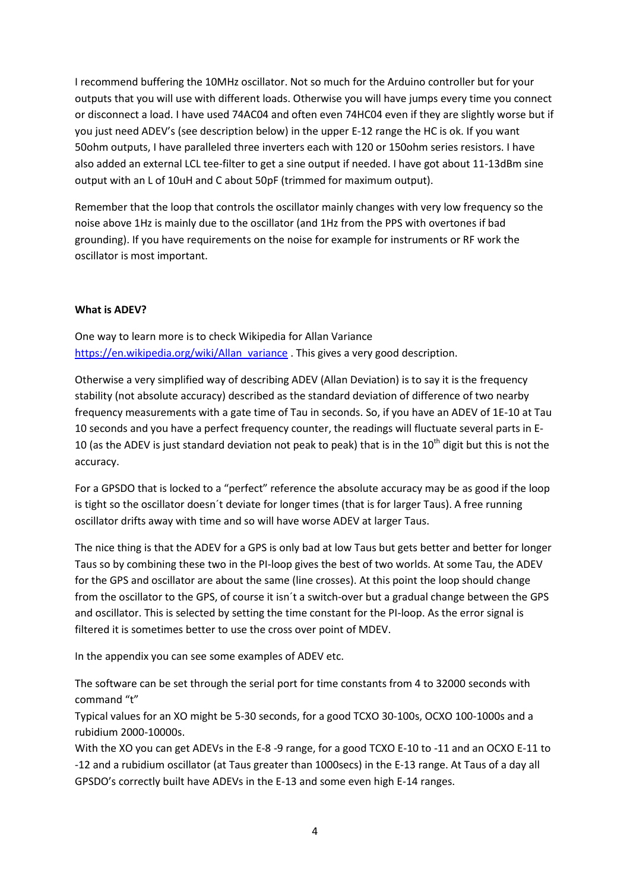I recommend buffering the 10MHz oscillator. Not so much for the Arduino controller but for your outputs that you will use with different loads. Otherwise you will have jumps every time you connect or disconnect a load. I have used 74AC04 and often even 74HC04 even if they are slightly worse but if you just need ADEV's (see description below) in the upper E-12 range the HC is ok. If you want 50ohm outputs, I have paralleled three inverters each with 120 or 150ohm series resistors. I have also added an external LCL tee-filter to get a sine output if needed. I have got about 11-13dBm sine output with an L of 10uH and C about 50pF (trimmed for maximum output).

Remember that the loop that controls the oscillator mainly changes with very low frequency so the noise above 1Hz is mainly due to the oscillator (and 1Hz from the PPS with overtones if bad grounding). If you have requirements on the noise for example for instruments or RF work the oscillator is most important.

**What is ADEV?**

One way to learn more is to check Wikipedia for Allan Variance https://en.wikipedia.org/wiki/Allan_variance . This gives a very good description.

Otherwise a very simplified way of describing ADEV (Allan Deviation) is to say it is the frequency stability (not absolute accuracy) described as the standard deviation of difference of two nearby frequency measurements with a gate time of Tau in seconds. So, if you have an ADEV of 1E-10 at Tau 10 seconds and you have a perfect frequency counter, the readings will fluctuate several parts in E-10 (as the ADEV is just standard deviation not peak to peak) that is in the 10$^{th}$ digit but this is not the accuracy.

For a GPSDO that is locked to a "perfect" reference the absolute accuracy may be as good if the loop is tight so the oscillator doesn´t deviate for longer times (that is for larger Taus). A free running oscillator drifts away with time and so will have worse ADEV at larger Taus.

The nice thing is that the ADEV for a GPS is only bad at low Taus but gets better and better for longer Taus so by combining these two in the PI-loop gives the best of two worlds. At some Tau, the ADEV for the GPS and oscillator are about the same (line crosses). At this point the loop should change from the oscillator to the GPS, of course it isn´t a switch-over but a gradual change between the GPS and oscillator. This is selected by setting the time constant for the PI-loop. As the error signal is filtered it is sometimes better to use the cross over point of MDEV.

In the appendix you can see some examples of ADEV etc.

The software can be set through the serial port for time constants from 4 to 32000 seconds with command "t"
Typical values for an XO might be 5-30 seconds, for a good TCXO 30-100s, OCXO 100-1000s and a rubidium 2000-10000s.
With the XO you can get ADEVs in the E-8 -9 range, for a good TCXO E-10 to -11 and an OCXO E-11 to -12 and a rubidium oscillator (at Taus greater than 1000secs) in the E-13 range. At Taus of a day all GPSDO's correctly built have ADEVs in the E-13 and some even high E-14 ranges.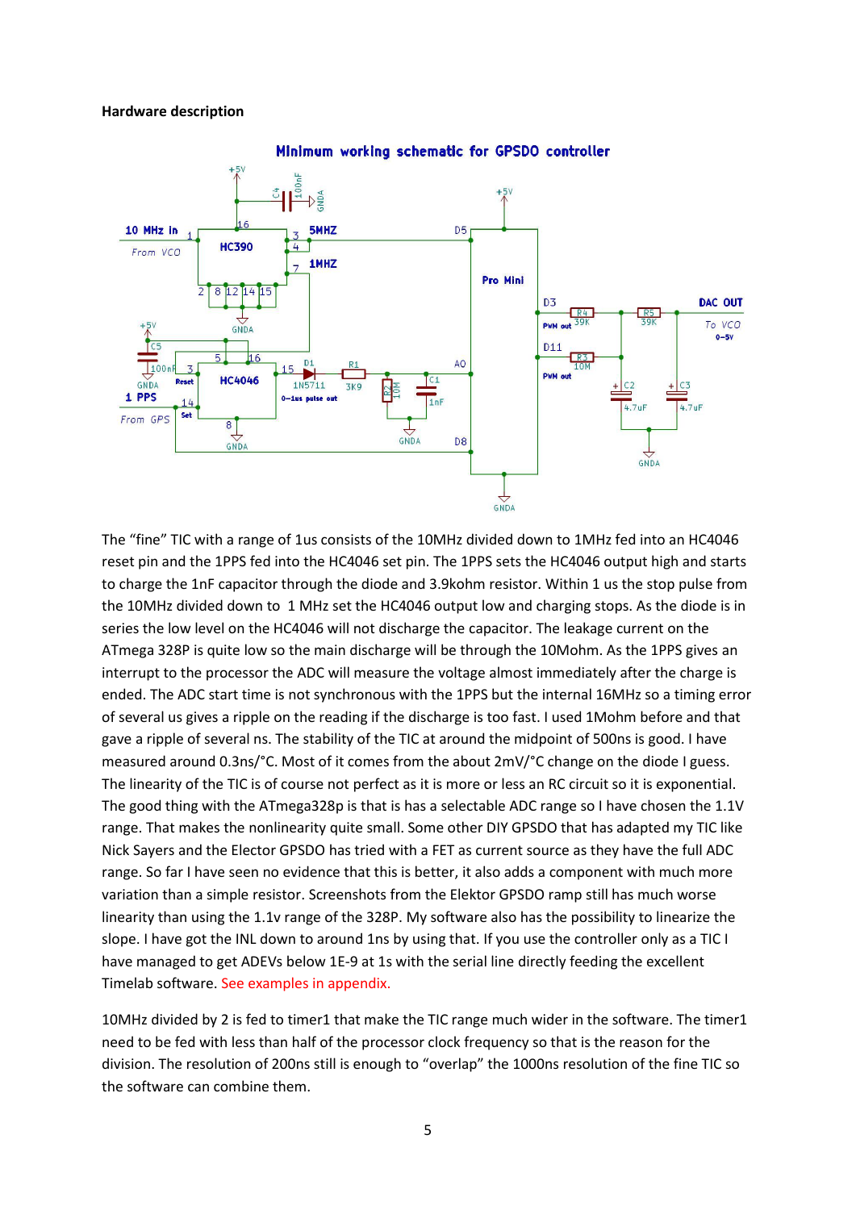**Hardware description**

The "fine" TIC with a range of 1us consists of the 10MHz divided down to 1MHz fed into an HC4046 reset pin and the 1PPS fed into the HC4046 set pin. The 1PPS sets the HC4046 output high and starts to charge the 1nF capacitor through the diode and 3.9kohm resistor. Within 1 us the stop pulse from the 10MHz divided down to 1 MHz set the HC4046 output low and charging stops. As the diode is in series the low level on the HC4046 will not discharge the capacitor. The leakage current on the ATmega 328P is quite low so the main discharge will be through the 10Mohm. As the 1PPS gives an interrupt to the processor the ADC will measure the voltage almost immediately after the charge is ended. The ADC start time is not synchronous with the 1PPS but the internal 16MHz so a timing error of several us gives a ripple on the reading if the discharge is too fast. I used 1Mohm before and that gave a ripple of several ns. The stability of the TIC at around the midpoint of 500ns is good. I have measured around 0.3ns/°C. Most of it comes from the about 2mV/°C change on the diode I guess. The linearity of the TIC is of course not perfect as it is more or less an RC circuit so it is exponential. The good thing with the ATmega328p is that is has a selectable ADC range so I have chosen the 1.1V range. That makes the nonlinearity quite small. Some other DIY GPSDO that has adapted my TIC like Nick Sayers and the Elector GPSDO has tried with a FET as current source as they have the full ADC range. So far I have seen no evidence that this is better, it also adds a component with much more variation than a simple resistor. Screenshots from the Elektor GPSDO ramp still has much worse linearity than using the 1.1v range of the 328P. My software also has the possibility to linearize the slope. I have got the INL down to around 1ns by using that. If you use the controller only as a TIC I have managed to get ADEVs below 1E-9 at 1s with the serial line directly feeding the excellent Timelab software. See examples in appendix.

10MHz divided by 2 is fed to timer1 that make the TIC range much wider in the software. The timer1 need to be fed with less than half of the processor clock frequency so that is the reason for the division. The resolution of 200ns still is enough to "overlap" the 1000ns resolution of the fine TIC so the software can combine them.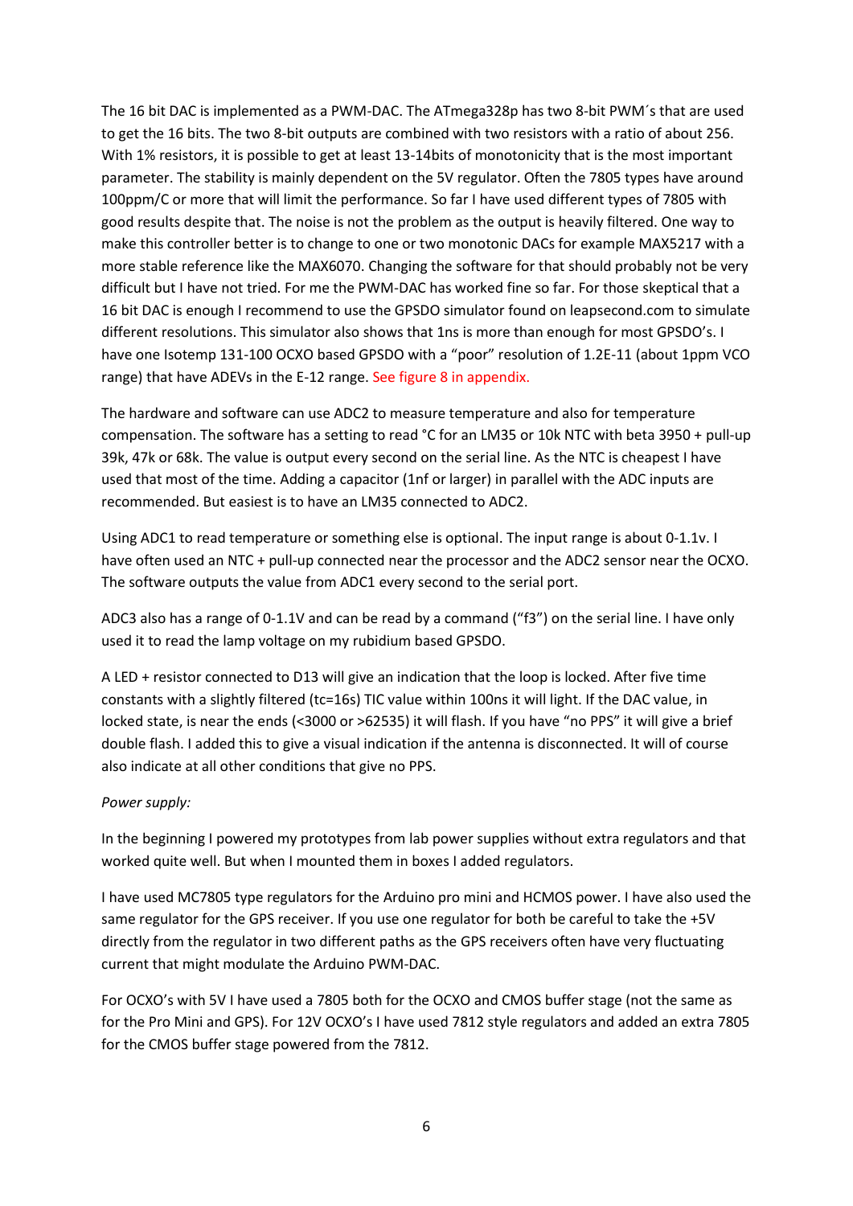The 16 bit DAC is implemented as a PWM-DAC. The ATmega328p has two 8-bit PWM´s that are used to get the 16 bits. The two 8-bit outputs are combined with two resistors with a ratio of about 256. With 1% resistors, it is possible to get at least 13-14bits of monotonicity that is the most important parameter. The stability is mainly dependent on the 5V regulator. Often the 7805 types have around 100ppm/C or more that will limit the performance. So far I have used different types of 7805 with good results despite that. The noise is not the problem as the output is heavily filtered. One way to make this controller better is to change to one or two monotonic DACs for example MAX5217 with a more stable reference like the MAX6070. Changing the software for that should probably not be very difficult but I have not tried. For me the PWM-DAC has worked fine so far. For those skeptical that a 16 bit DAC is enough I recommend to use the GPSDO simulator found on leapsecond.com to simulate different resolutions. This simulator also shows that 1ns is more than enough for most GPSDO's. I have one Isotemp 131-100 OCXO based GPSDO with a "poor" resolution of 1.2E-11 (about 1ppm VCO range) that have ADEVs in the E-12 range. See figure 8 in appendix.

The hardware and software can use ADC2 to measure temperature and also for temperature compensation. The software has a setting to read °C for an LM35 or 10k NTC with beta 3950 + pull-up 39k, 47k or 68k. The value is output every second on the serial line. As the NTC is cheapest I have used that most of the time. Adding a capacitor (1nf or larger) in parallel with the ADC inputs are recommended. But easiest is to have an LM35 connected to ADC2.

Using ADC1 to read temperature or something else is optional. The input range is about 0-1.1v. I have often used an NTC + pull-up connected near the processor and the ADC2 sensor near the OCXO. The software outputs the value from ADC1 every second to the serial port.

ADC3 also has a range of 0-1.1V and can be read by a command ("f3") on the serial line. I have only used it to read the lamp voltage on my rubidium based GPSDO.

A LED + resistor connected to D13 will give an indication that the loop is locked. After five time constants with a slightly filtered (tc=16s) TIC value within 100ns it will light. If the DAC value, in locked state, is near the ends (<3000 or >62535) it will flash. If you have "no PPS" it will give a brief double flash. I added this to give a visual indication if the antenna is disconnected. It will of course also indicate at all other conditions that give no PPS.

*Power supply:*

In the beginning I powered my prototypes from lab power supplies without extra regulators and that worked quite well. But when I mounted them in boxes I added regulators.

I have used MC7805 type regulators for the Arduino pro mini and HCMOS power. I have also used the same regulator for the GPS receiver. If you use one regulator for both be careful to take the +5V directly from the regulator in two different paths as the GPS receivers often have very fluctuating current that might modulate the Arduino PWM-DAC.

For OCXO's with 5V I have used a 7805 both for the OCXO and CMOS buffer stage (not the same as for the Pro Mini and GPS). For 12V OCXO's I have used 7812 style regulators and added an extra 7805 for the CMOS buffer stage powered from the 7812.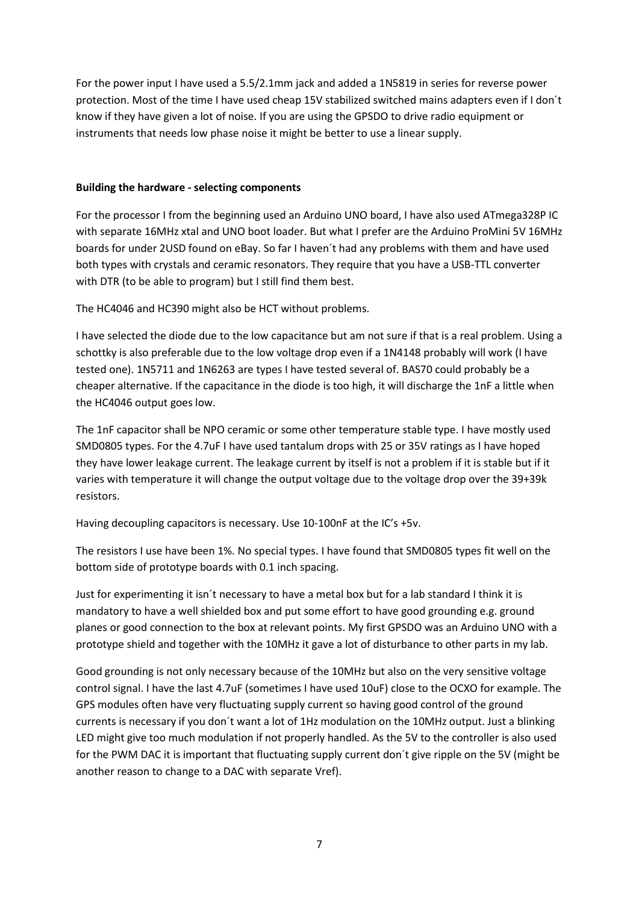For the power input I have used a 5.5/2.1mm jack and added a 1N5819 in series for reverse power protection. Most of the time I have used cheap 15V stabilized switched mains adapters even if I don´t know if they have given a lot of noise. If you are using the GPSDO to drive radio equipment or instruments that needs low phase noise it might be better to use a linear supply.

**Building the hardware - selecting components**

For the processor I from the beginning used an Arduino UNO board, I have also used ATmega328P IC with separate 16MHz xtal and UNO boot loader. But what I prefer are the Arduino ProMini 5V 16MHz boards for under 2USD found on eBay. So far I haven´t had any problems with them and have used both types with crystals and ceramic resonators. They require that you have a USB-TTL converter with DTR (to be able to program) but I still find them best.

The HC4046 and HC390 might also be HCT without problems.

I have selected the diode due to the low capacitance but am not sure if that is a real problem. Using a schottky is also preferable due to the low voltage drop even if a 1N4148 probably will work (I have tested one). 1N5711 and 1N6263 are types I have tested several of. BAS70 could probably be a cheaper alternative. If the capacitance in the diode is too high, it will discharge the 1nF a little when the HC4046 output goes low.

The 1nF capacitor shall be NPO ceramic or some other temperature stable type. I have mostly used SMD0805 types. For the 4.7uF I have used tantalum drops with 25 or 35V ratings as I have hoped they have lower leakage current. The leakage current by itself is not a problem if it is stable but if it varies with temperature it will change the output voltage due to the voltage drop over the 39+39k resistors.

Having decoupling capacitors is necessary. Use 10-100nF at the IC's +5v.

The resistors I use have been 1%. No special types. I have found that SMD0805 types fit well on the bottom side of prototype boards with 0.1 inch spacing.

Just for experimenting it isn´t necessary to have a metal box but for a lab standard I think it is mandatory to have a well shielded box and put some effort to have good grounding e.g. ground planes or good connection to the box at relevant points. My first GPSDO was an Arduino UNO with a prototype shield and together with the 10MHz it gave a lot of disturbance to other parts in my lab.

Good grounding is not only necessary because of the 10MHz but also on the very sensitive voltage control signal. I have the last 4.7uF (sometimes I have used 10uF) close to the OCXO for example. The GPS modules often have very fluctuating supply current so having good control of the ground currents is necessary if you don´t want a lot of 1Hz modulation on the 10MHz output. Just a blinking LED might give too much modulation if not properly handled. As the 5V to the controller is also used for the PWM DAC it is important that fluctuating supply current don´t give ripple on the 5V (might be another reason to change to a DAC with separate Vref).